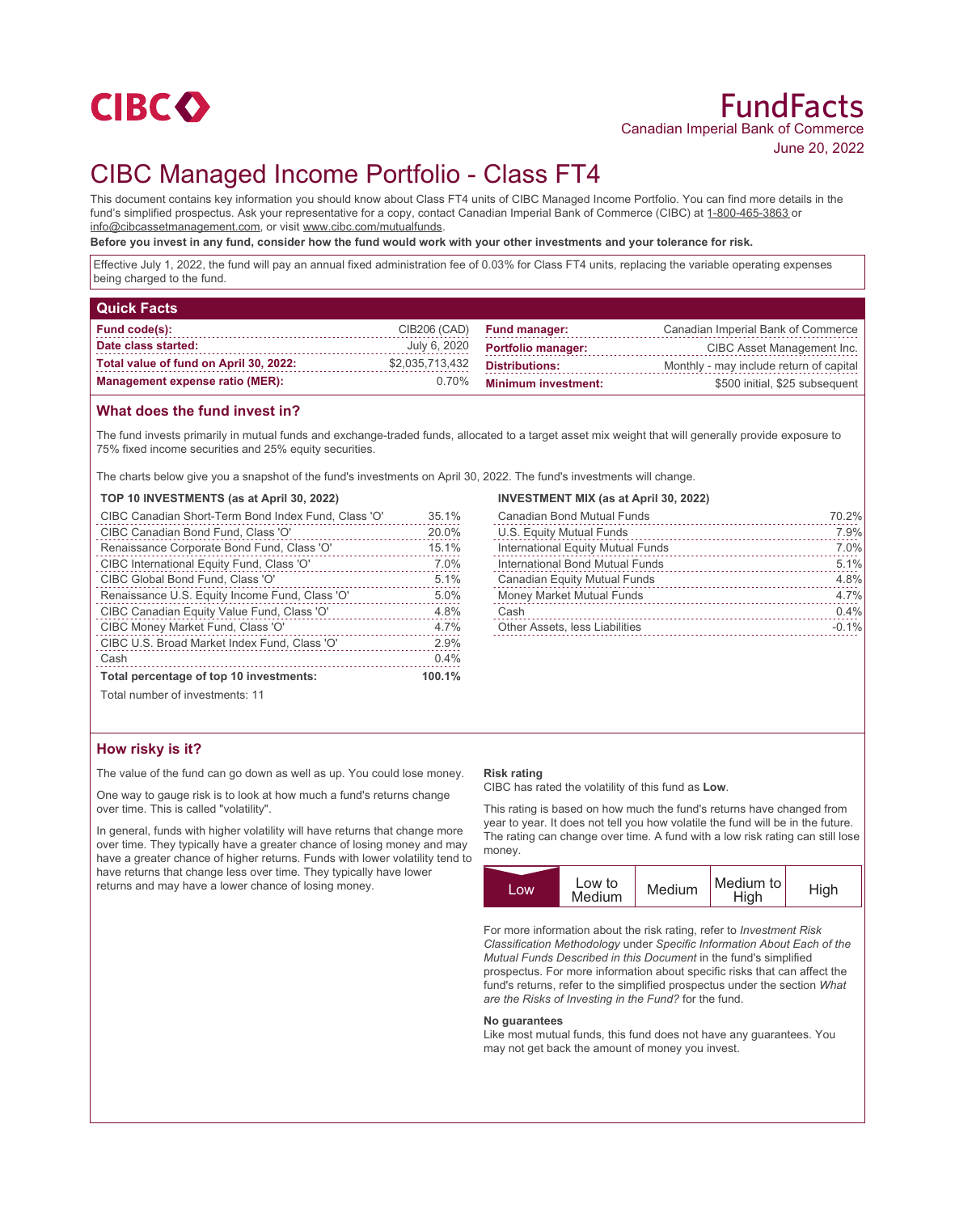CIBC

# FundFacts

Canadian Imperial Bank of Commerce

June 20, 2022

# CIBC Managed Income Portfolio - Class FT4

This document contains key information you should know about Class FT4 units of CIBC Managed Income Portfolio. You can find more details in the fund's simplified prospectus. Ask your representative for a copy, contact Canadian Imperial Bank of Commerce (CIBC) at 1-800-465-3863 or info@cibcassetmanagement.com, or visit www.cibc.com/mutualfunds.

**Before you invest in any fund, consider how the fund would work with your other investments and your tolerance for risk.**

Effective July 1, 2022, the fund will pay an annual fixed administration fee of 0.03% for Class FT4 units, replacing the variable operating expenses being charged to the fund.

## Quick Facts

| | | | |
|---|---|---|---|
| **Fund code(s):** | CIB206 (CAD) | **Fund manager:** | Canadian Imperial Bank of Commerce |
| **Date class started:** | July 6, 2020 | **Portfolio manager:** | CIBC Asset Management Inc. |
| **Total value of fund on April 30, 2022:** | $2,035,713,432 | **Distributions:** | Monthly - may include return of capital |
| **Management expense ratio (MER):** | 0.70% | **Minimum investment:** | $500 initial, $25 subsequent |

## What does the fund invest in?

The fund invests primarily in mutual funds and exchange-traded funds, allocated to a target asset mix weight that will generally provide exposure to 75% fixed income securities and 25% equity securities.

The charts below give you a snapshot of the fund's investments on April 30, 2022. The fund's investments will change.

**TOP 10 INVESTMENTS (as at April 30, 2022)**

| Investment | % |
|---|---|
| CIBC Canadian Short-Term Bond Index Fund, Class 'O' | 35.1% |
| CIBC Canadian Bond Fund, Class 'O' | 20.0% |
| Renaissance Corporate Bond Fund, Class 'O' | 15.1% |
| CIBC International Equity Fund, Class 'O' | 7.0% |
| CIBC Global Bond Fund, Class 'O' | 5.1% |
| Renaissance U.S. Equity Income Fund, Class 'O' | 5.0% |
| CIBC Canadian Equity Value Fund, Class 'O' | 4.8% |
| CIBC Money Market Fund, Class 'O' | 4.7% |
| CIBC U.S. Broad Market Index Fund, Class 'O' | 2.9% |
| Cash | 0.4% |
| **Total percentage of top 10 investments:** | **100.1%** |

Total number of investments: 11

**INVESTMENT MIX (as at April 30, 2022)**

| Asset | % |
|---|---|
| Canadian Bond Mutual Funds | 70.2% |
| U.S. Equity Mutual Funds | 7.9% |
| International Equity Mutual Funds | 7.0% |
| International Bond Mutual Funds | 5.1% |
| Canadian Equity Mutual Funds | 4.8% |
| Money Market Mutual Funds | 4.7% |
| Cash | 0.4% |
| Other Assets, less Liabilities | -0.1% |

## How risky is it?

The value of the fund can go down as well as up. You could lose money.

One way to gauge risk is to look at how much a fund's returns change over time. This is called "volatility".

In general, funds with higher volatility will have returns that change more over time. They typically have a greater chance of losing money and may have a greater chance of higher returns. Funds with lower volatility tend to have returns that change less over time. They typically have lower returns and may have a lower chance of losing money.

**Risk rating**

CIBC has rated the volatility of this fund as **Low**.

This rating is based on how much the fund's returns have changed from year to year. It does not tell you how volatile the fund will be in the future. The rating can change over time. A fund with a low risk rating can still lose money.

| **Low** | Low to Medium | Medium | Medium to High | High |
|---|---|---|---|---|

For more information about the risk rating, refer to *Investment Risk Classification Methodology* under *Specific Information About Each of the Mutual Funds Described in this Document* in the fund's simplified prospectus. For more information about specific risks that can affect the fund's returns, refer to the simplified prospectus under the section *What are the Risks of Investing in the Fund?* for the fund.

**No guarantees**

Like most mutual funds, this fund does not have any guarantees. You may not get back the amount of money you invest.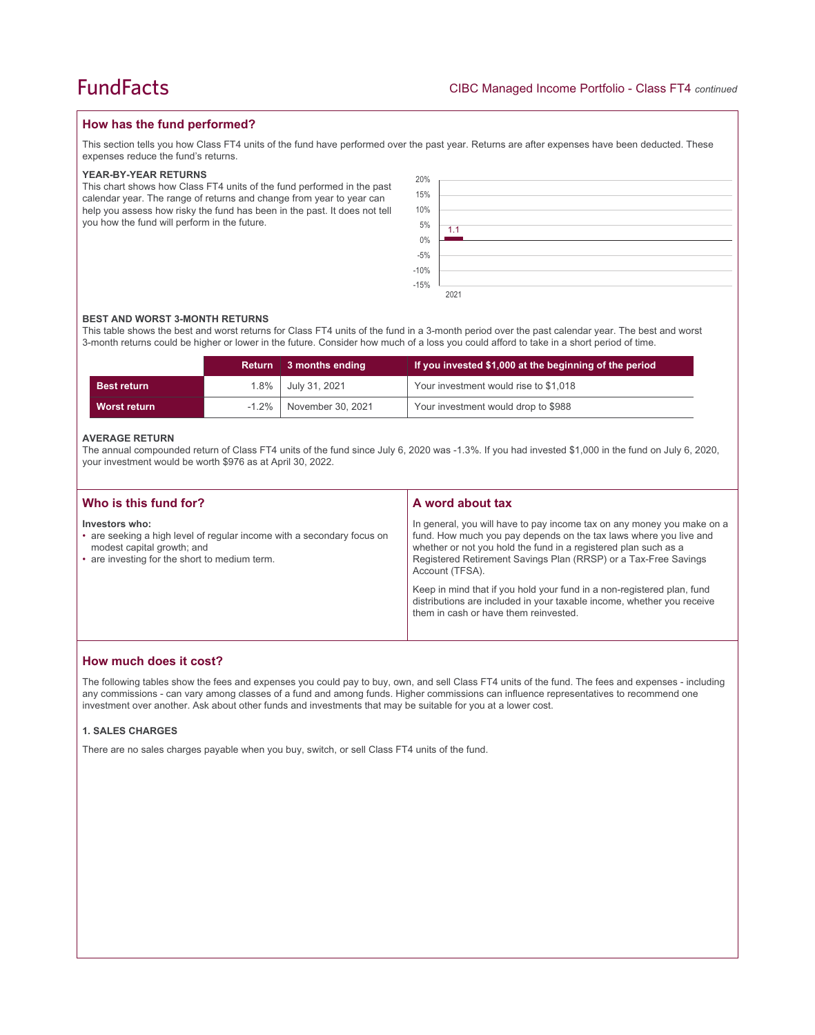## How has the fund performed?

This section tells you how Class FT4 units of the fund have performed over the past year. Returns are after expenses have been deducted. These expenses reduce the fund's returns.

### YEAR-BY-YEAR RETURNS

This chart shows how Class FT4 units of the fund performed in the past calendar year. The range of returns and change from year to year can help you assess how risky the fund has been in the past. It does not tell you how the fund will perform in the future.

| Year | Return (%) |
|---|---|
| 2021 | 1.1 |

### BEST AND WORST 3-MONTH RETURNS

This table shows the best and worst returns for Class FT4 units of the fund in a 3-month period over the past calendar year. The best and worst 3-month returns could be higher or lower in the future. Consider how much of a loss you could afford to take in a short period of time.

| | Return | 3 months ending | If you invested $1,000 at the beginning of the period |
|---|---|---|---|
| **Best return** | 1.8% | July 31, 2021 | Your investment would rise to $1,018 |
| **Worst return** | -1.2% | November 30, 2021 | Your investment would drop to $988 |

### AVERAGE RETURN

The annual compounded return of Class FT4 units of the fund since July 6, 2020 was -1.3%. If you had invested $1,000 in the fund on July 6, 2020, your investment would be worth $976 as at April 30, 2022.

## Who is this fund for?

**Investors who:**

- are seeking a high level of regular income with a secondary focus on modest capital growth; and
- are investing for the short to medium term.

## A word about tax

In general, you will have to pay income tax on any money you make on a fund. How much you pay depends on the tax laws where you live and whether or not you hold the fund in a registered plan such as a Registered Retirement Savings Plan (RRSP) or a Tax-Free Savings Account (TFSA).

Keep in mind that if you hold your fund in a non-registered plan, fund distributions are included in your taxable income, whether you receive them in cash or have them reinvested.

## How much does it cost?

The following tables show the fees and expenses you could pay to buy, own, and sell Class FT4 units of the fund. The fees and expenses - including any commissions - can vary among classes of a fund and among funds. Higher commissions can influence representatives to recommend one investment over another. Ask about other funds and investments that may be suitable for you at a lower cost.

### 1. SALES CHARGES

There are no sales charges payable when you buy, switch, or sell Class FT4 units of the fund.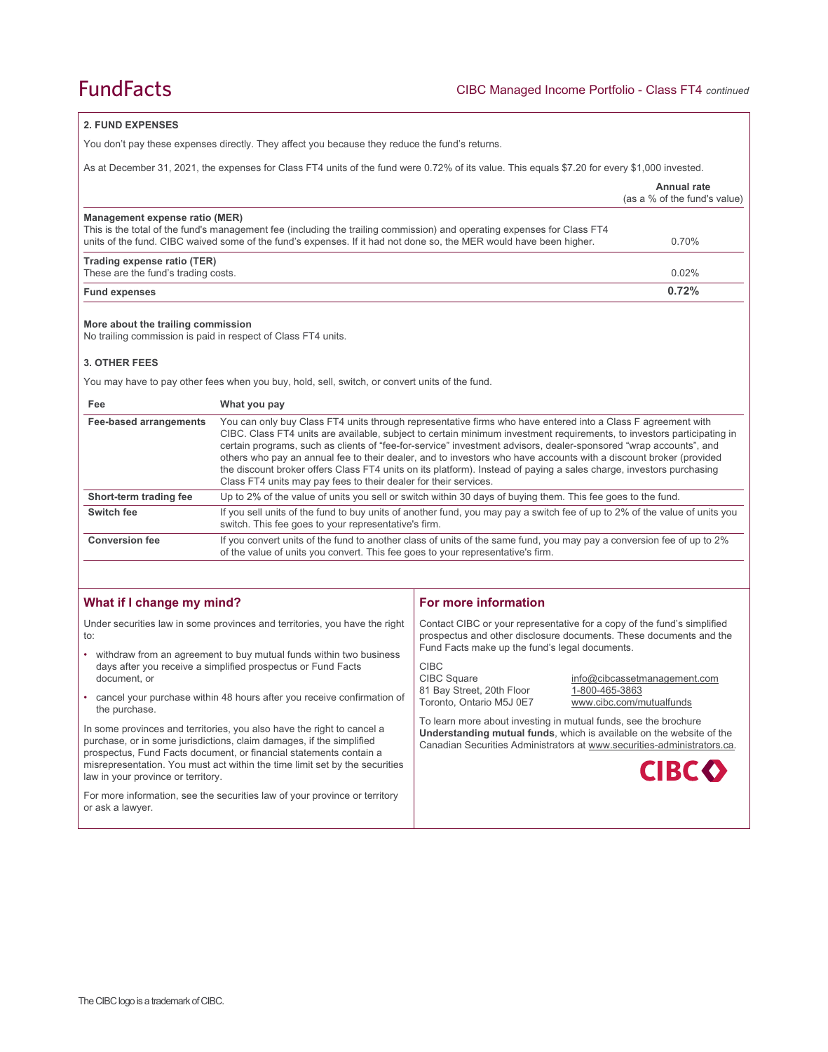## 2. FUND EXPENSES

You don't pay these expenses directly. They affect you because they reduce the fund's returns.

As at December 31, 2021, the expenses for Class FT4 units of the fund were 0.72% of its value. This equals $7.20 for every $1,000 invested.

| | Annual rate (as a % of the fund's value) |
|---|---|
| **Management expense ratio (MER)**<br>This is the total of the fund's management fee (including the trailing commission) and operating expenses for Class FT4 units of the fund. CIBC waived some of the fund's expenses. If it had not done so, the MER would have been higher. | 0.70% |
| **Trading expense ratio (TER)**<br>These are the fund's trading costs. | 0.02% |
| **Fund expenses** | **0.72%** |

**More about the trailing commission**

No trailing commission is paid in respect of Class FT4 units.

## 3. OTHER FEES

You may have to pay other fees when you buy, hold, sell, switch, or convert units of the fund.

| Fee | What you pay |
|---|---|
| **Fee-based arrangements** | You can only buy Class FT4 units through representative firms who have entered into a Class F agreement with CIBC. Class FT4 units are available, subject to certain minimum investment requirements, to investors participating in certain programs, such as clients of "fee-for-service" investment advisors, dealer-sponsored "wrap accounts", and others who pay an annual fee to their dealer, and to investors who have accounts with a discount broker (provided the discount broker offers Class FT4 units on its platform). Instead of paying a sales charge, investors purchasing Class FT4 units may pay fees to their dealer for their services. |
| **Short-term trading fee** | Up to 2% of the value of units you sell or switch within 30 days of buying them. This fee goes to the fund. |
| **Switch fee** | If you sell units of the fund to buy units of another fund, you may pay a switch fee of up to 2% of the value of units you switch. This fee goes to your representative's firm. |
| **Conversion fee** | If you convert units of the fund to another class of units of the same fund, you may pay a conversion fee of up to 2% of the value of units you convert. This fee goes to your representative's firm. |

## What if I change my mind?

Under securities law in some provinces and territories, you have the right to:

- withdraw from an agreement to buy mutual funds within two business days after you receive a simplified prospectus or Fund Facts document, or
- cancel your purchase within 48 hours after you receive confirmation of the purchase.

In some provinces and territories, you also have the right to cancel a purchase, or in some jurisdictions, claim damages, if the simplified prospectus, Fund Facts document, or financial statements contain a misrepresentation. You must act within the time limit set by the securities law in your province or territory.

For more information, see the securities law of your province or territory or ask a lawyer.

## For more information

Contact CIBC or your representative for a copy of the fund's simplified prospectus and other disclosure documents. These documents and the Fund Facts make up the fund's legal documents.

CIBC
CIBC Square
81 Bay Street, 20th Floor
Toronto, Ontario M5J 0E7

info@cibcassetmanagement.com
1-800-465-3863
www.cibc.com/mutualfunds

To learn more about investing in mutual funds, see the brochure **Understanding mutual funds**, which is available on the website of the Canadian Securities Administrators at www.securities-administrators.ca.

CIBC

The CIBC logo is a trademark of CIBC.